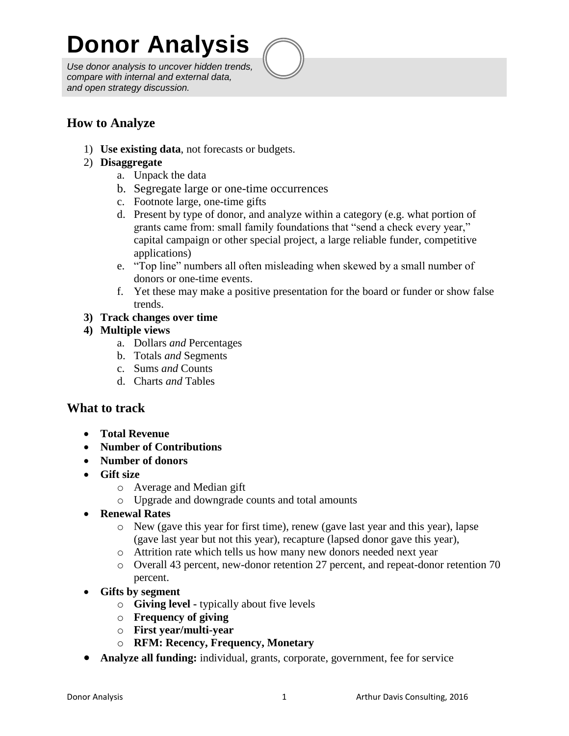# Donor Analysis

*Use donor analysis to uncover hidden trends, compare with internal and external data, and open strategy discussion.*

## How to Analyze

1) **Use existing data**, not forecasts or budgets.
2) **Disaggregate**
   a. Unpack the data
   b. Segregate large or one-time occurrences
   c. Footnote large, one-time gifts
   d. Present by type of donor, and analyze within a category (e.g. what portion of grants came from: small family foundations that "send a check every year," capital campaign or other special project, a large reliable funder, competitive applications)
   e. "Top line" numbers all often misleading when skewed by a small number of donors or one-time events.
   f. Yet these may make a positive presentation for the board or funder or show false trends.
3) **Track changes over time**
4) **Multiple views**
   a. Dollars *and* Percentages
   b. Totals *and* Segments
   c. Sums *and* Counts
   d. Charts *and* Tables

## What to track

- **Total Revenue**
- **Number of Contributions**
- **Number of donors**
- **Gift size**
  - Average and Median gift
  - Upgrade and downgrade counts and total amounts
- **Renewal Rates**
  - New (gave this year for first time), renew (gave last year and this year), lapse (gave last year but not this year), recapture (lapsed donor gave this year),
  - Attrition rate which tells us how many new donors needed next year
  - Overall 43 percent, new-donor retention 27 percent, and repeat-donor retention 70 percent.
- **Gifts by segment**
  - **Giving level -** typically about five levels
  - **Frequency of giving**
  - **First year/multi-year**
  - **RFM: Recency, Frequency, Monetary**
- **Analyze all funding:** individual, grants, corporate, government, fee for service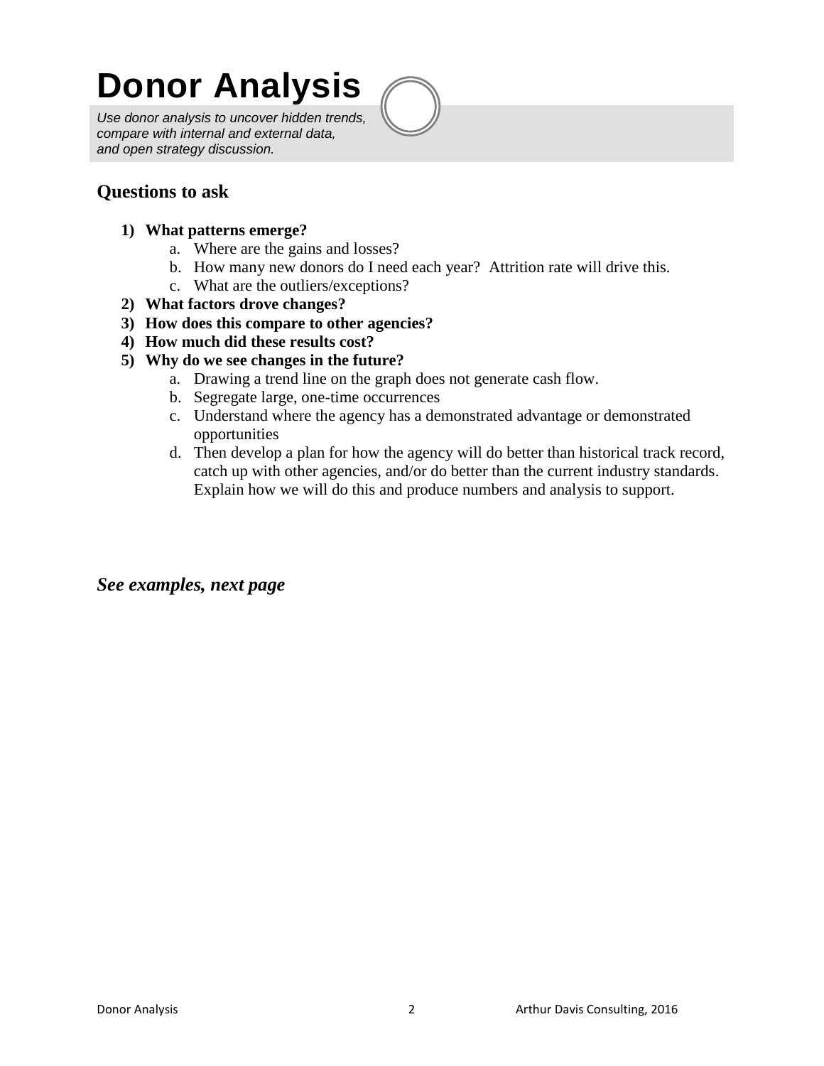# Donor Analysis

*Use donor analysis to uncover hidden trends, compare with internal and external data, and open strategy discussion.*

## Questions to ask

1) **What patterns emerge?**
   a. Where are the gains and losses?
   b. How many new donors do I need each year? Attrition rate will drive this.
   c. What are the outliers/exceptions?
2) **What factors drove changes?**
3) **How does this compare to other agencies?**
4) **How much did these results cost?**
5) **Why do we see changes in the future?**
   a. Drawing a trend line on the graph does not generate cash flow.
   b. Segregate large, one-time occurrences
   c. Understand where the agency has a demonstrated advantage or demonstrated opportunities
   d. Then develop a plan for how the agency will do better than historical track record, catch up with other agencies, and/or do better than the current industry standards. Explain how we will do this and produce numbers and analysis to support.

***See examples, next page***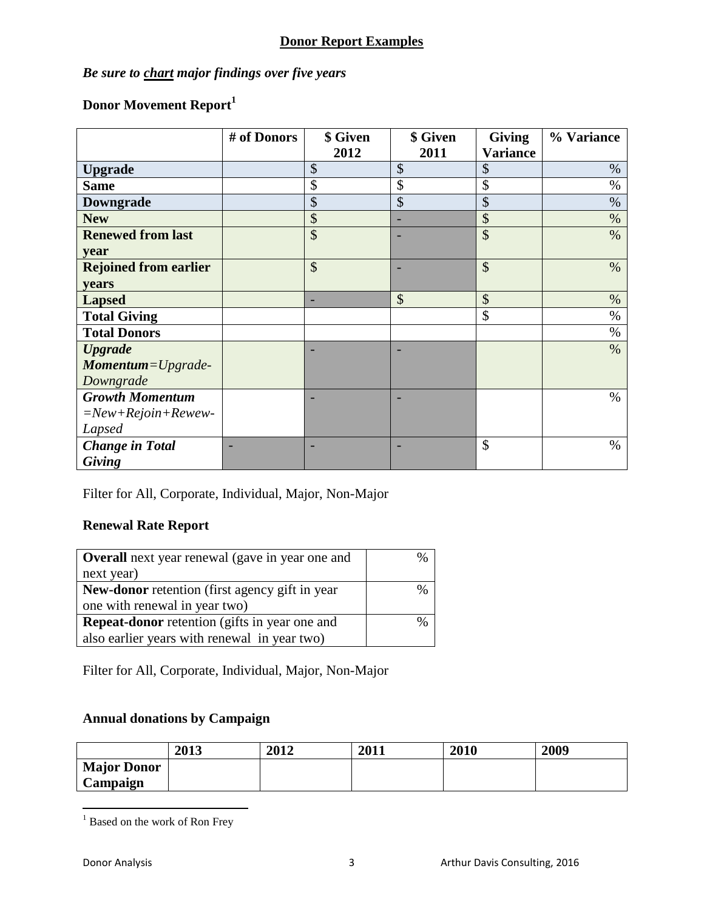## Donor Report Examples

***Be sure to chart major findings over five years***

### Donor Movement Report[1]

| | # of Donors | $ Given 2012 | $ Given 2011 | Giving Variance | % Variance |
|---|---|---|---|---|---|
| **Upgrade** | | $ | $ | $ | % |
| **Same** | | $ | $ | $ | % |
| **Downgrade** | | $ | $ | $ | % |
| **New** | | $ | - | $ | % |
| **Renewed from last year** | | $ | - | $ | % |
| **Rejoined from earlier years** | | $ | - | $ | % |
| **Lapsed** | | - | $ | $ | % |
| **Total Giving** | | | | $ | % |
| **Total Donors** | | | | | % |
| ***Upgrade Momentum****=Upgrade-Downgrade* | | - | - | | % |
| ***Growth Momentum*** *=New+Rejoin+Rewew-Lapsed* | | - | - | | % |
| ***Change in Total Giving*** | - | - | - | $ | % |

Filter for All, Corporate, Individual, Major, Non-Major

### Renewal Rate Report

| | |
|---|---|
| **Overall** next year renewal (gave in year one and next year) | % |
| **New-donor** retention (first agency gift in year one with renewal in year two) | % |
| **Repeat-donor** retention (gifts in year one and also earlier years with renewal in year two) | % |

Filter for All, Corporate, Individual, Major, Non-Major

### Annual donations by Campaign

| | 2013 | 2012 | 2011 | 2010 | 2009 |
|---|---|---|---|---|---|
| **Major Donor Campaign** | | | | | |

[1] Based on the work of Ron Frey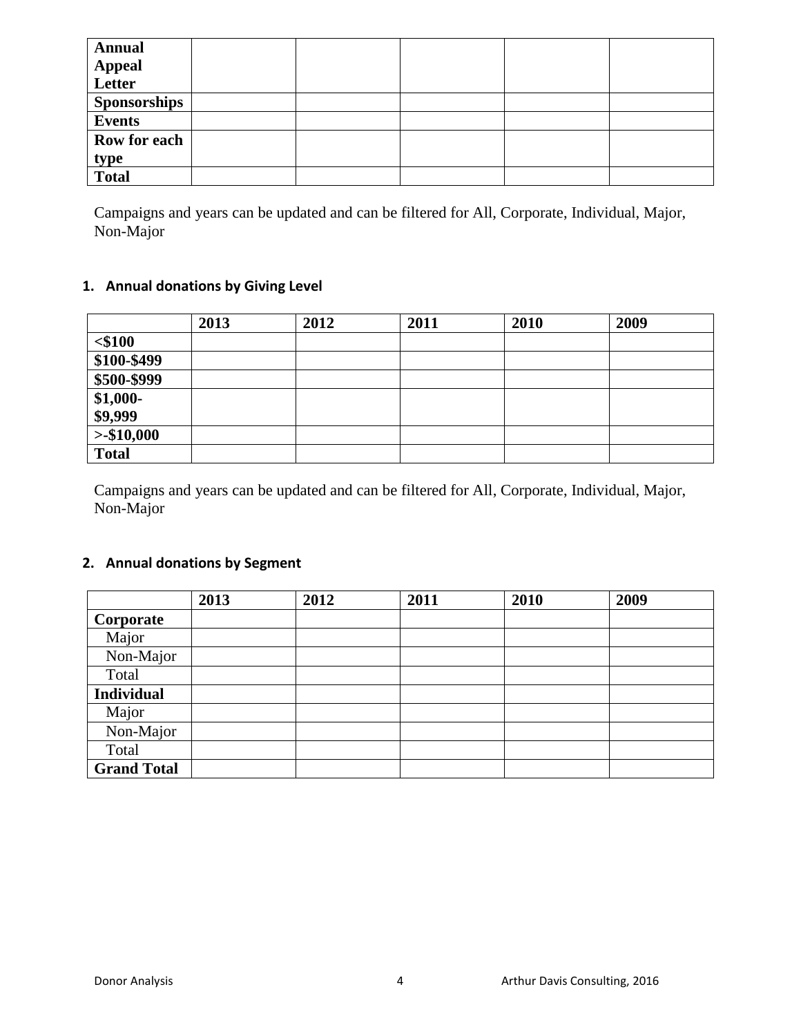| | | | | | |
|---|---|---|---|---|---|
| **Annual Appeal Letter** | | | | | |
| **Sponsorships** | | | | | |
| **Events** | | | | | |
| **Row for each type** | | | | | |
| **Total** | | | | | |

Campaigns and years can be updated and can be filtered for All, Corporate, Individual, Major, Non-Major

**1. Annual donations by Giving Level**

| | 2013 | 2012 | 2011 | 2010 | 2009 |
|---|---|---|---|---|---|
| **<$100** | | | | | |
| **$100-$499** | | | | | |
| **$500-$999** | | | | | |
| **$1,000-$9,999** | | | | | |
| **>-$10,000** | | | | | |
| **Total** | | | | | |

Campaigns and years can be updated and can be filtered for All, Corporate, Individual, Major, Non-Major

**2. Annual donations by Segment**

| | 2013 | 2012 | 2011 | 2010 | 2009 |
|---|---|---|---|---|---|
| **Corporate** | | | | | |
| Major | | | | | |
| Non-Major | | | | | |
| Total | | | | | |
| **Individual** | | | | | |
| Major | | | | | |
| Non-Major | | | | | |
| Total | | | | | |
| **Grand Total** | | | | | |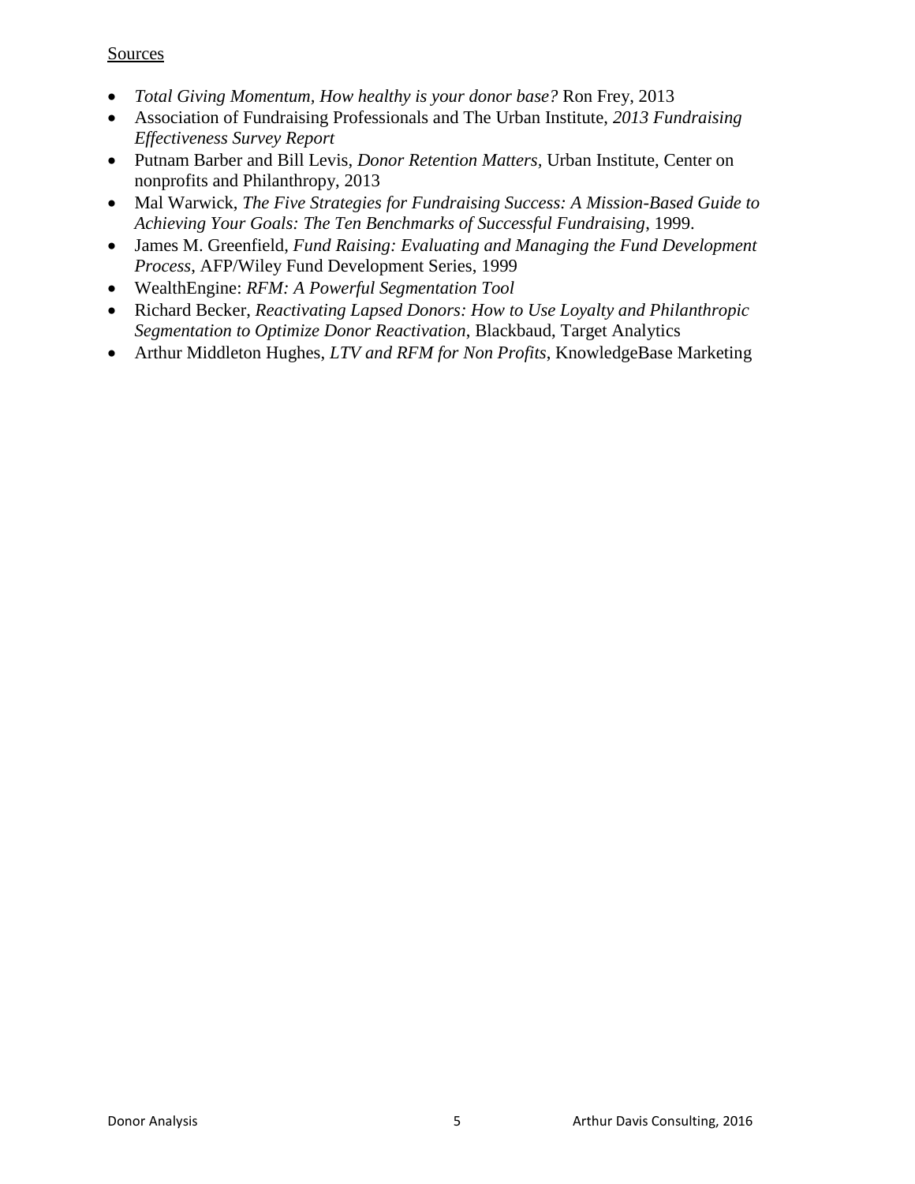<u>Sources</u>

- *Total Giving Momentum, How healthy is your donor base?* Ron Frey, 2013
- Association of Fundraising Professionals and The Urban Institute, *2013 Fundraising Effectiveness Survey Report*
- Putnam Barber and Bill Levis, *Donor Retention Matters*, Urban Institute, Center on nonprofits and Philanthropy, 2013
- Mal Warwick, *The Five Strategies for Fundraising Success: A Mission-Based Guide to Achieving Your Goals: The Ten Benchmarks of Successful Fundraising*, 1999.
- James M. Greenfield, *Fund Raising: Evaluating and Managing the Fund Development Process*, AFP/Wiley Fund Development Series, 1999
- WealthEngine: *RFM: A Powerful Segmentation Tool*
- Richard Becker, *Reactivating Lapsed Donors: How to Use Loyalty and Philanthropic Segmentation to Optimize Donor Reactivation*, Blackbaud, Target Analytics
- Arthur Middleton Hughes, *LTV and RFM for Non Profits*, KnowledgeBase Marketing